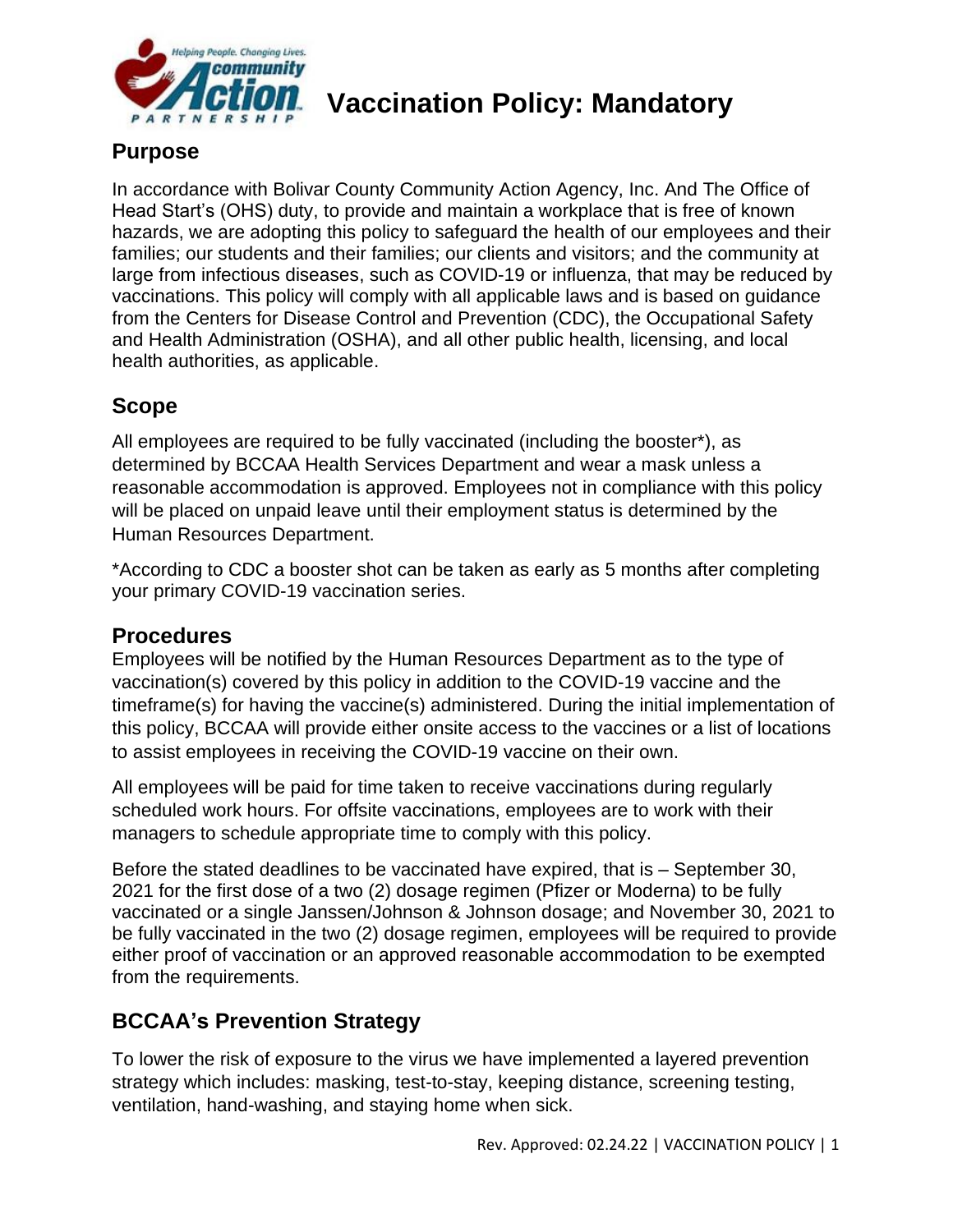# Vaccination Policy: Mandatory

## Purpose

In accordance with Bolivar County Community Action Agency, Inc. And The Office of Head Start's (OHS) duty, to provide and maintain a workplace that is free of known hazards, we are adopting this policy to safeguard the health of our employees and their families; our students and their families; our clients and visitors; and the community at large from infectious diseases, such as COVID-19 or influenza, that may be reduced by vaccinations. This policy will comply with all applicable laws and is based on guidance from the Centers for Disease Control and Prevention (CDC), the Occupational Safety and Health Administration (OSHA), and all other public health, licensing, and local health authorities, as applicable.

## Scope

All employees are required to be fully vaccinated (including the booster*), as determined by BCCAA Health Services Department and wear a mask unless a reasonable accommodation is approved. Employees not in compliance with this policy will be placed on unpaid leave until their employment status is determined by the Human Resources Department.

*According to CDC a booster shot can be taken as early as 5 months after completing your primary COVID-19 vaccination series.

## Procedures

Employees will be notified by the Human Resources Department as to the type of vaccination(s) covered by this policy in addition to the COVID-19 vaccine and the timeframe(s) for having the vaccine(s) administered. During the initial implementation of this policy, BCCAA will provide either onsite access to the vaccines or a list of locations to assist employees in receiving the COVID-19 vaccine on their own.

All employees will be paid for time taken to receive vaccinations during regularly scheduled work hours. For offsite vaccinations, employees are to work with their managers to schedule appropriate time to comply with this policy.

Before the stated deadlines to be vaccinated have expired, that is – September 30, 2021 for the first dose of a two (2) dosage regimen (Pfizer or Moderna) to be fully vaccinated or a single Janssen/Johnson & Johnson dosage; and November 30, 2021 to be fully vaccinated in the two (2) dosage regimen, employees will be required to provide either proof of vaccination or an approved reasonable accommodation to be exempted from the requirements.

## BCCAA's Prevention Strategy

To lower the risk of exposure to the virus we have implemented a layered prevention strategy which includes: masking, test-to-stay, keeping distance, screening testing, ventilation, hand-washing, and staying home when sick.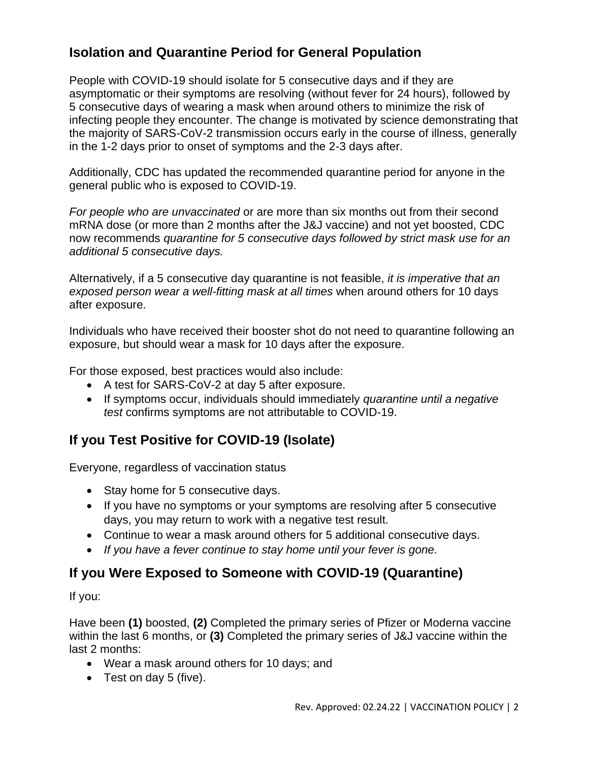## Isolation and Quarantine Period for General Population

People with COVID-19 should isolate for 5 consecutive days and if they are asymptomatic or their symptoms are resolving (without fever for 24 hours), followed by 5 consecutive days of wearing a mask when around others to minimize the risk of infecting people they encounter. The change is motivated by science demonstrating that the majority of SARS-CoV-2 transmission occurs early in the course of illness, generally in the 1-2 days prior to onset of symptoms and the 2-3 days after.

Additionally, CDC has updated the recommended quarantine period for anyone in the general public who is exposed to COVID-19.

*For people who are unvaccinated* or are more than six months out from their second mRNA dose (or more than 2 months after the J&J vaccine) and not yet boosted, CDC now recommends *quarantine for 5 consecutive days followed by strict mask use for an additional 5 consecutive days.*

Alternatively, if a 5 consecutive day quarantine is not feasible, *it is imperative that an exposed person wear a well-fitting mask at all times* when around others for 10 days after exposure.

Individuals who have received their booster shot do not need to quarantine following an exposure, but should wear a mask for 10 days after the exposure.

For those exposed, best practices would also include:

- A test for SARS-CoV-2 at day 5 after exposure.
- If symptoms occur, individuals should immediately *quarantine until a negative test* confirms symptoms are not attributable to COVID-19.

## If you Test Positive for COVID-19 (Isolate)

Everyone, regardless of vaccination status

- Stay home for 5 consecutive days.
- If you have no symptoms or your symptoms are resolving after 5 consecutive days, you may return to work with a negative test result.
- Continue to wear a mask around others for 5 additional consecutive days.
- *If you have a fever continue to stay home until your fever is gone.*

## If you Were Exposed to Someone with COVID-19 (Quarantine)

If you:

Have been **(1)** boosted, **(2)** Completed the primary series of Pfizer or Moderna vaccine within the last 6 months, or **(3)** Completed the primary series of J&J vaccine within the last 2 months:

- Wear a mask around others for 10 days; and
- Test on day 5 (five).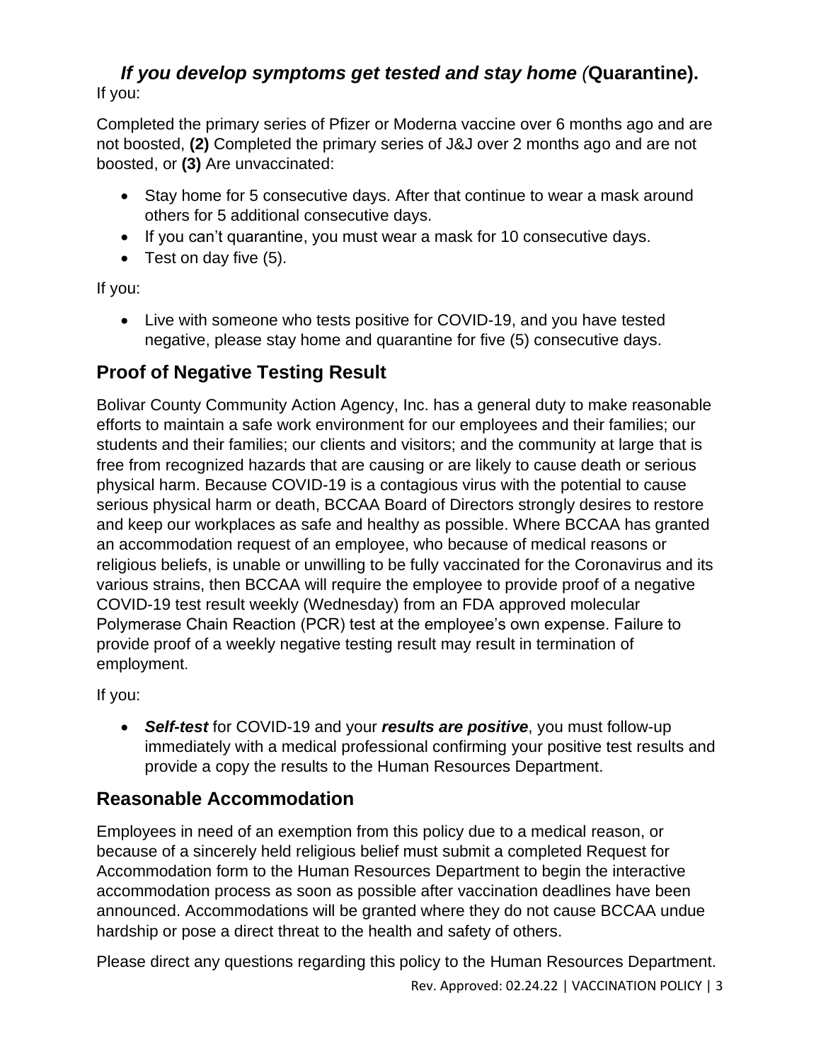### *If you develop symptoms get tested and stay home (*Quarantine**).**

If you:

Completed the primary series of Pfizer or Moderna vaccine over 6 months ago and are not boosted, **(2)** Completed the primary series of J&J over 2 months ago and are not boosted, or **(3)** Are unvaccinated:

- Stay home for 5 consecutive days. After that continue to wear a mask around others for 5 additional consecutive days.
- If you can't quarantine, you must wear a mask for 10 consecutive days.
- Test on day five (5).

If you:

- Live with someone who tests positive for COVID-19, and you have tested negative, please stay home and quarantine for five (5) consecutive days.

## Proof of Negative Testing Result

Bolivar County Community Action Agency, Inc. has a general duty to make reasonable efforts to maintain a safe work environment for our employees and their families; our students and their families; our clients and visitors; and the community at large that is free from recognized hazards that are causing or are likely to cause death or serious physical harm. Because COVID-19 is a contagious virus with the potential to cause serious physical harm or death, BCCAA Board of Directors strongly desires to restore and keep our workplaces as safe and healthy as possible. Where BCCAA has granted an accommodation request of an employee, who because of medical reasons or religious beliefs, is unable or unwilling to be fully vaccinated for the Coronavirus and its various strains, then BCCAA will require the employee to provide proof of a negative COVID-19 test result weekly (Wednesday) from an FDA approved molecular Polymerase Chain Reaction (PCR) test at the employee's own expense. Failure to provide proof of a weekly negative testing result may result in termination of employment.

If you:

- ***Self-test*** for COVID-19 and your ***results are positive***, you must follow-up immediately with a medical professional confirming your positive test results and provide a copy the results to the Human Resources Department.

## Reasonable Accommodation

Employees in need of an exemption from this policy due to a medical reason, or because of a sincerely held religious belief must submit a completed Request for Accommodation form to the Human Resources Department to begin the interactive accommodation process as soon as possible after vaccination deadlines have been announced. Accommodations will be granted where they do not cause BCCAA undue hardship or pose a direct threat to the health and safety of others.

Please direct any questions regarding this policy to the Human Resources Department.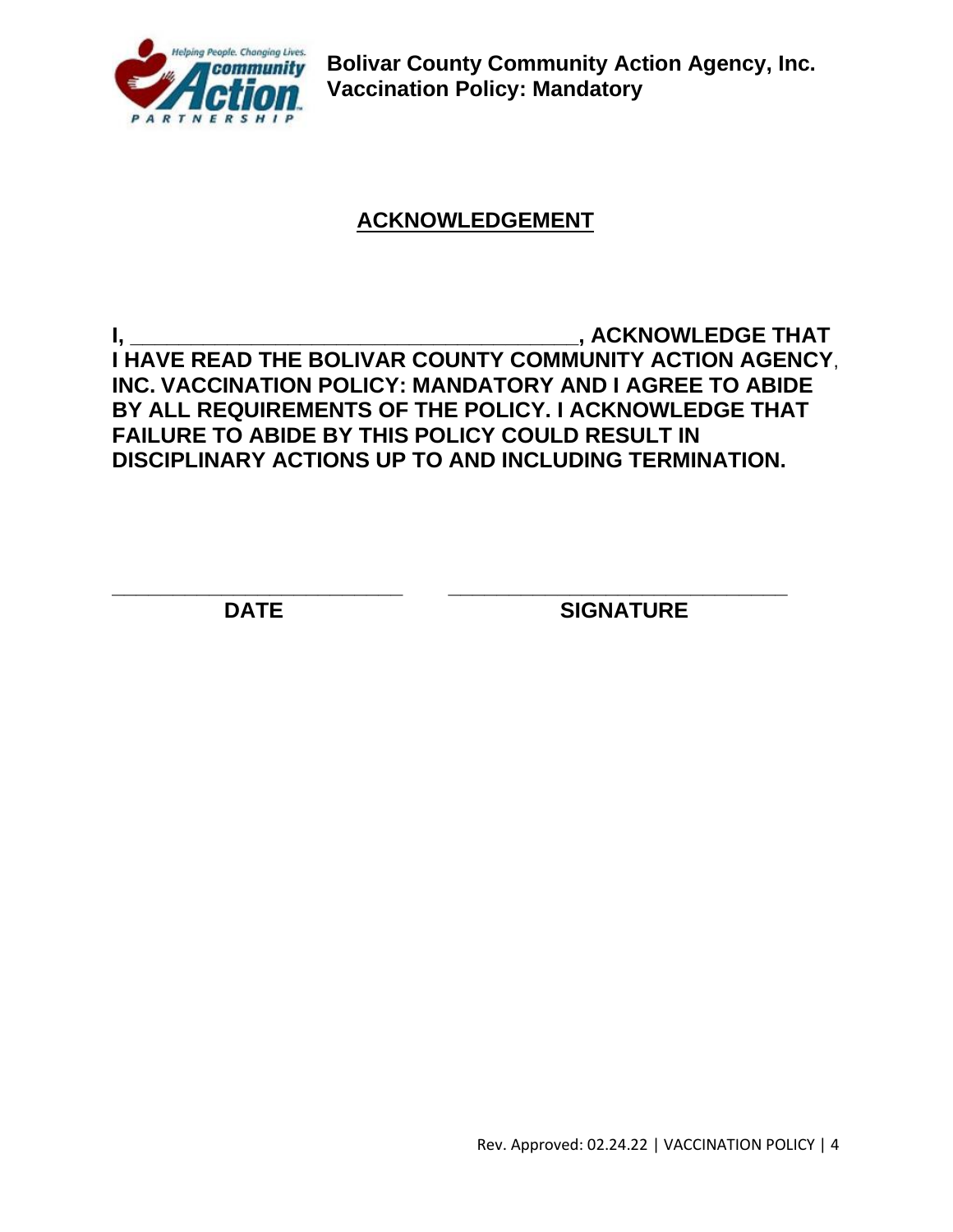## ACKNOWLEDGEMENT

**I, ______________________________________, ACKNOWLEDGE THAT I HAVE READ THE BOLIVAR COUNTY COMMUNITY ACTION AGENCY, INC. VACCINATION POLICY: MANDATORY AND I AGREE TO ABIDE BY ALL REQUIREMENTS OF THE POLICY. I ACKNOWLEDGE THAT FAILURE TO ABIDE BY THIS POLICY COULD RESULT IN DISCIPLINARY ACTIONS UP TO AND INCLUDING TERMINATION.**

_____________________________ _________________________________

**DATE** **SIGNATURE**